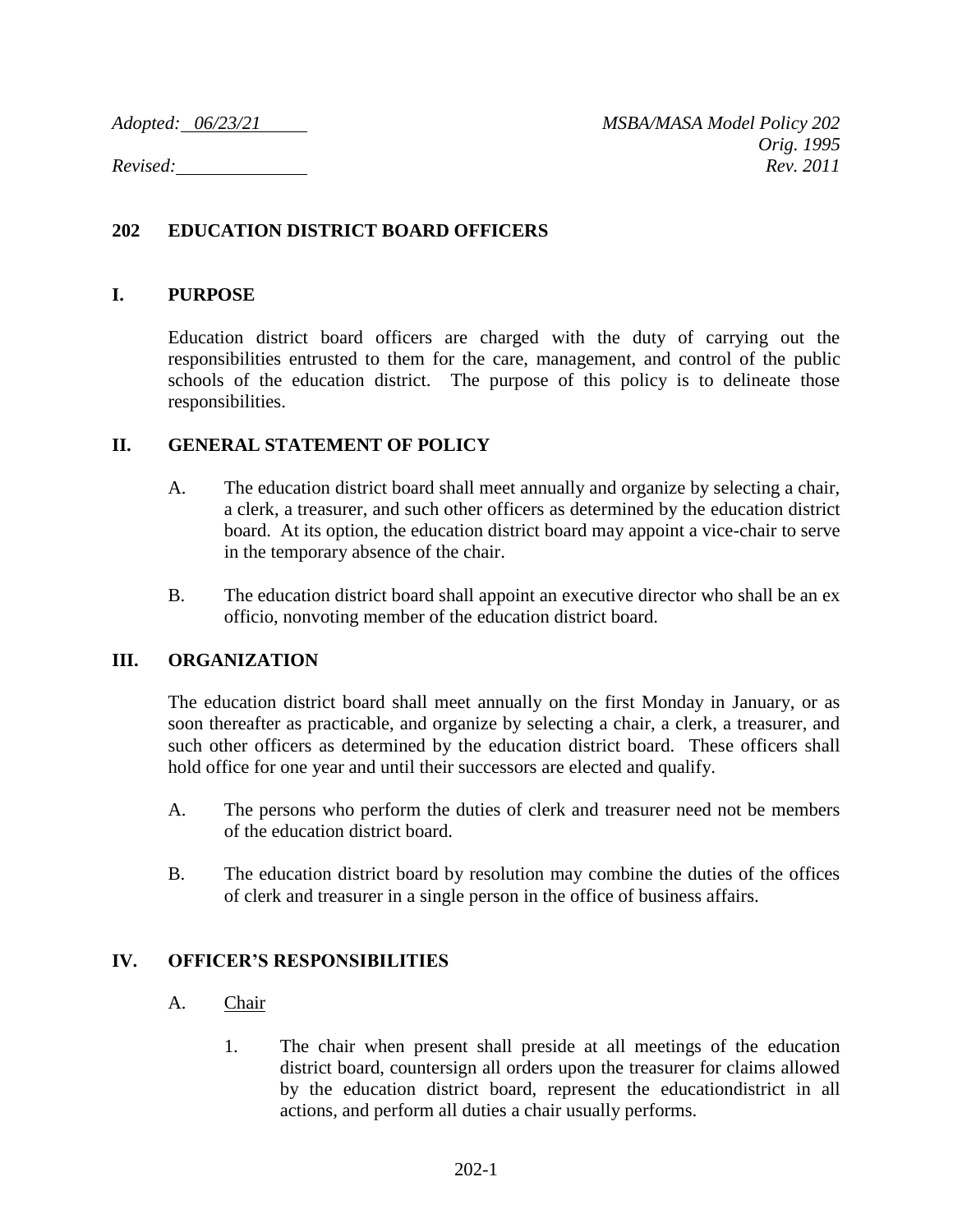*Adopted: 06/23/21* *MSBA/MASA Model Policy 202*
*Orig. 1995*
*Revised:* *Rev. 2011*

# 202 EDUCATION DISTRICT BOARD OFFICERS

## I. PURPOSE

Education district board officers are charged with the duty of carrying out the responsibilities entrusted to them for the care, management, and control of the public schools of the education district. The purpose of this policy is to delineate those responsibilities.

## II. GENERAL STATEMENT OF POLICY

A. The education district board shall meet annually and organize by selecting a chair, a clerk, a treasurer, and such other officers as determined by the education district board. At its option, the education district board may appoint a vice-chair to serve in the temporary absence of the chair.

B. The education district board shall appoint an executive director who shall be an ex officio, nonvoting member of the education district board.

## III. ORGANIZATION

The education district board shall meet annually on the first Monday in January, or as soon thereafter as practicable, and organize by selecting a chair, a clerk, a treasurer, and such other officers as determined by the education district board. These officers shall hold office for one year and until their successors are elected and qualify.

A. The persons who perform the duties of clerk and treasurer need not be members of the education district board.

B. The education district board by resolution may combine the duties of the offices of clerk and treasurer in a single person in the office of business affairs.

## IV. OFFICER'S RESPONSIBILITIES

A. Chair

1. The chair when present shall preside at all meetings of the education district board, countersign all orders upon the treasurer for claims allowed by the education district board, represent the educationdistrict in all actions, and perform all duties a chair usually performs.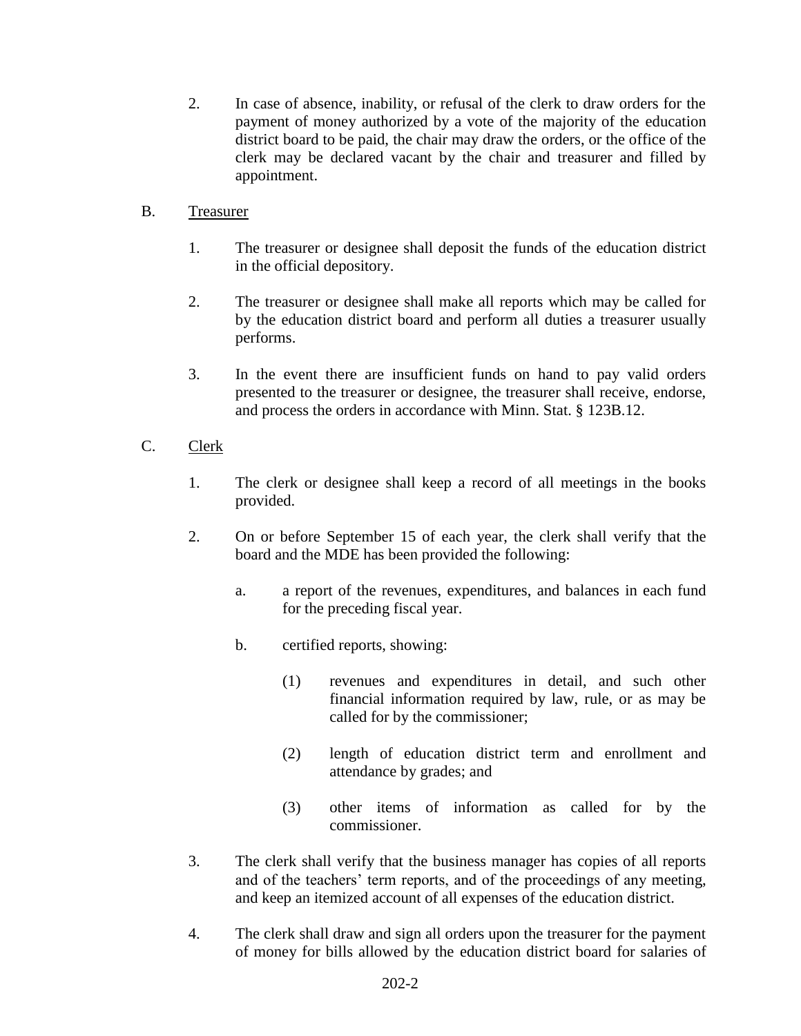2. In case of absence, inability, or refusal of the clerk to draw orders for the payment of money authorized by a vote of the majority of the education district board to be paid, the chair may draw the orders, or the office of the clerk may be declared vacant by the chair and treasurer and filled by appointment.

B. Treasurer

1. The treasurer or designee shall deposit the funds of the education district in the official depository.

2. The treasurer or designee shall make all reports which may be called for by the education district board and perform all duties a treasurer usually performs.

3. In the event there are insufficient funds on hand to pay valid orders presented to the treasurer or designee, the treasurer shall receive, endorse, and process the orders in accordance with Minn. Stat. § 123B.12.

C. Clerk

1. The clerk or designee shall keep a record of all meetings in the books provided.

2. On or before September 15 of each year, the clerk shall verify that the board and the MDE has been provided the following:

   a. a report of the revenues, expenditures, and balances in each fund for the preceding fiscal year.

   b. certified reports, showing:

      (1) revenues and expenditures in detail, and such other financial information required by law, rule, or as may be called for by the commissioner;

      (2) length of education district term and enrollment and attendance by grades; and

      (3) other items of information as called for by the commissioner.

3. The clerk shall verify that the business manager has copies of all reports and of the teachers' term reports, and of the proceedings of any meeting, and keep an itemized account of all expenses of the education district.

4. The clerk shall draw and sign all orders upon the treasurer for the payment of money for bills allowed by the education district board for salaries of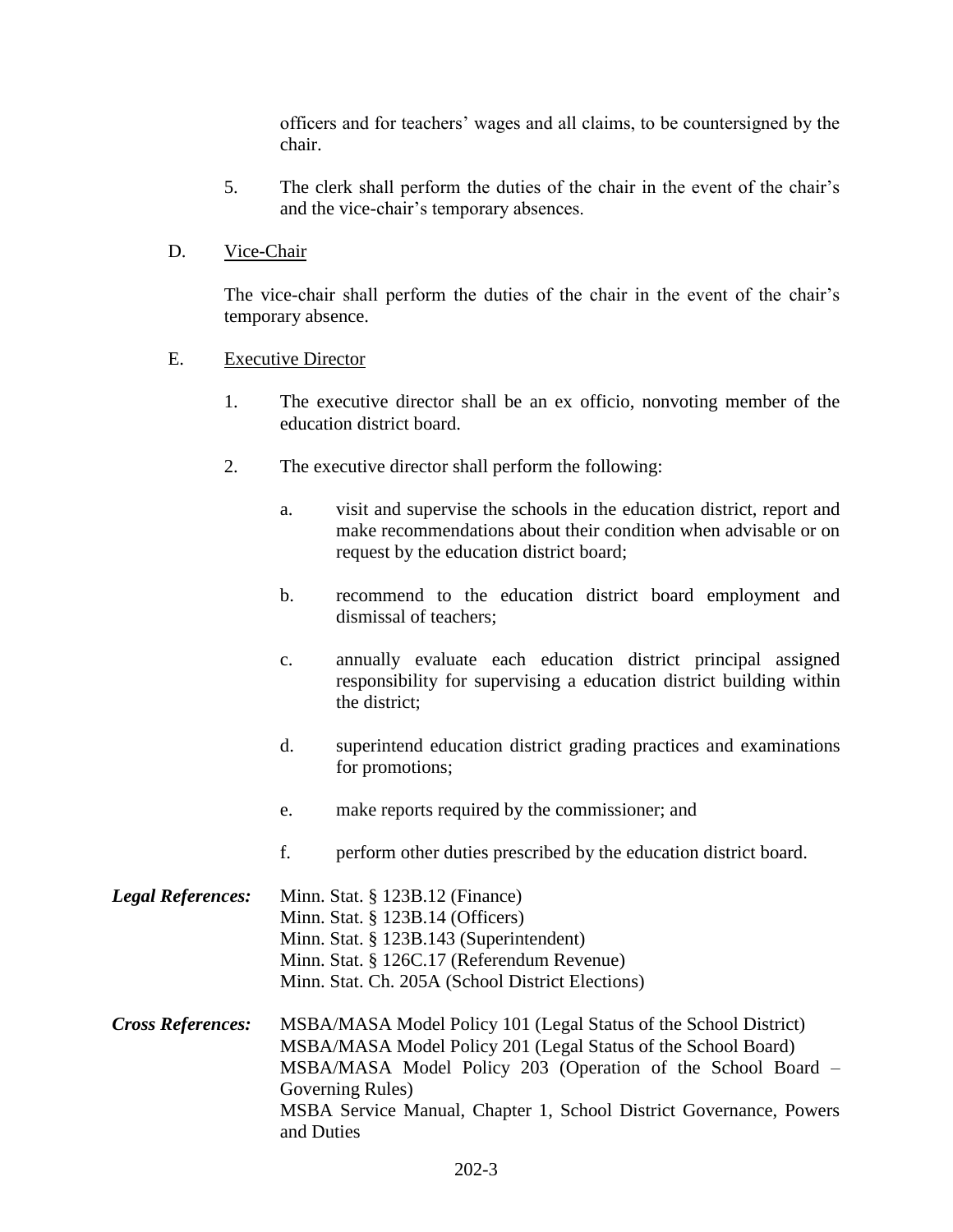officers and for teachers' wages and all claims, to be countersigned by the chair.

5. The clerk shall perform the duties of the chair in the event of the chair's and the vice-chair's temporary absences.

D. Vice-Chair

The vice-chair shall perform the duties of the chair in the event of the chair's temporary absence.

E. Executive Director

1. The executive director shall be an ex officio, nonvoting member of the education district board.

2. The executive director shall perform the following:

   a. visit and supervise the schools in the education district, report and make recommendations about their condition when advisable or on request by the education district board;

   b. recommend to the education district board employment and dismissal of teachers;

   c. annually evaluate each education district principal assigned responsibility for supervising a education district building within the district;

   d. superintend education district grading practices and examinations for promotions;

   e. make reports required by the commissioner; and

   f. perform other duties prescribed by the education district board.

***Legal References:***
Minn. Stat. § 123B.12 (Finance)
Minn. Stat. § 123B.14 (Officers)
Minn. Stat. § 123B.143 (Superintendent)
Minn. Stat. § 126C.17 (Referendum Revenue)
Minn. Stat. Ch. 205A (School District Elections)

***Cross References:***
MSBA/MASA Model Policy 101 (Legal Status of the School District)
MSBA/MASA Model Policy 201 (Legal Status of the School Board)
MSBA/MASA Model Policy 203 (Operation of the School Board – Governing Rules)
MSBA Service Manual, Chapter 1, School District Governance, Powers and Duties